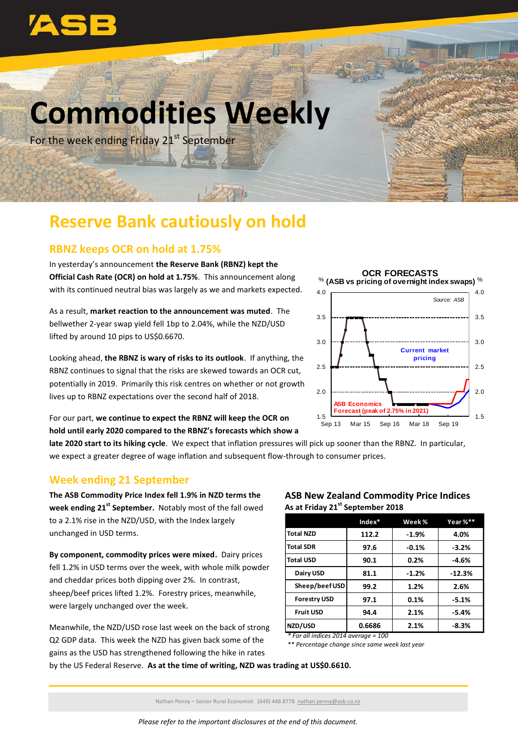# Commodities Weekly

For the week ending Friday 21st September

# Reserve Bank cautiously on hold

## RBNZ keeps OCR on hold at 1.75%

In yesterday's announcement **the Reserve Bank (RBNZ) kept the Official Cash Rate (OCR) on hold at 1.75%**. This announcement along with its continued neutral bias was largely as we and markets expected.

As a result, **market reaction to the announcement was muted**. The bellwether 2-year swap yield fell 1bp to 2.04%, while the NZD/USD lifted by around 10 pips to US$0.6670.

Looking ahead, **the RBNZ is wary of risks to its outlook**. If anything, the RBNZ continues to signal that the risks are skewed towards an OCR cut, potentially in 2019. Primarily this risk centres on whether or not growth lives up to RBNZ expectations over the second half of 2018.

For our part, **we continue to expect the RBNZ will keep the OCR on hold until early 2020 compared to the RBNZ's forecasts which show a late 2020 start to its hiking cycle**. We expect that inflation pressures will pick up sooner than the RBNZ. In particular, we expect a greater degree of wage inflation and subsequent flow-through to consumer prices.

**OCR FORECASTS**
**(ASB vs pricing of overnight index swaps)**

Source: ASB

Current market pricing

ASB Economics Forecast (peak of 2.75% in 2021)

## Week ending 21 September

**The ASB Commodity Price Index fell 1.9% in NZD terms the week ending 21st September.** Notably most of the fall owed to a 2.1% rise in the NZD/USD, with the Index largely unchanged in USD terms.

**By component, commodity prices were mixed.** Dairy prices fell 1.2% in USD terms over the week, with whole milk powder and cheddar prices both dipping over 2%. In contrast, sheep/beef prices lifted 1.2%. Forestry prices, meanwhile, were largely unchanged over the week.

Meanwhile, the NZD/USD rose last week on the back of strong Q2 GDP data. This week the NZD has given back some of the gains as the USD has strengthened following the hike in rates by the US Federal Reserve. **As at the time of writing, NZD was trading at US$0.6610.**

**ASB New Zealand Commodity Price Indices**
**As at Friday 21st September 2018**

| | Index* | Week % | Year %** |
|---|---|---|---|
| Total NZD | 112.2 | -1.9% | 4.0% |
| Total SDR | 97.6 | -0.1% | -3.2% |
| Total USD | 90.1 | 0.2% | -4.6% |
| Dairy USD | 81.1 | -1.2% | -12.3% |
| Sheep/beef USD | 99.2 | 1.2% | 2.6% |
| Forestry USD | 97.1 | 0.1% | -5.1% |
| Fruit USD | 94.4 | 2.1% | -5.4% |
| NZD/USD | 0.6686 | 2.1% | -8.3% |

*\* For all indices 2014 average = 100*
*\*\* Percentage change since same week last year*

Nathan Penny – Senior Rural Economist (649) 448 8778 nathan.penny@asb.co.nz

*Please refer to the important disclosures at the end of this document.*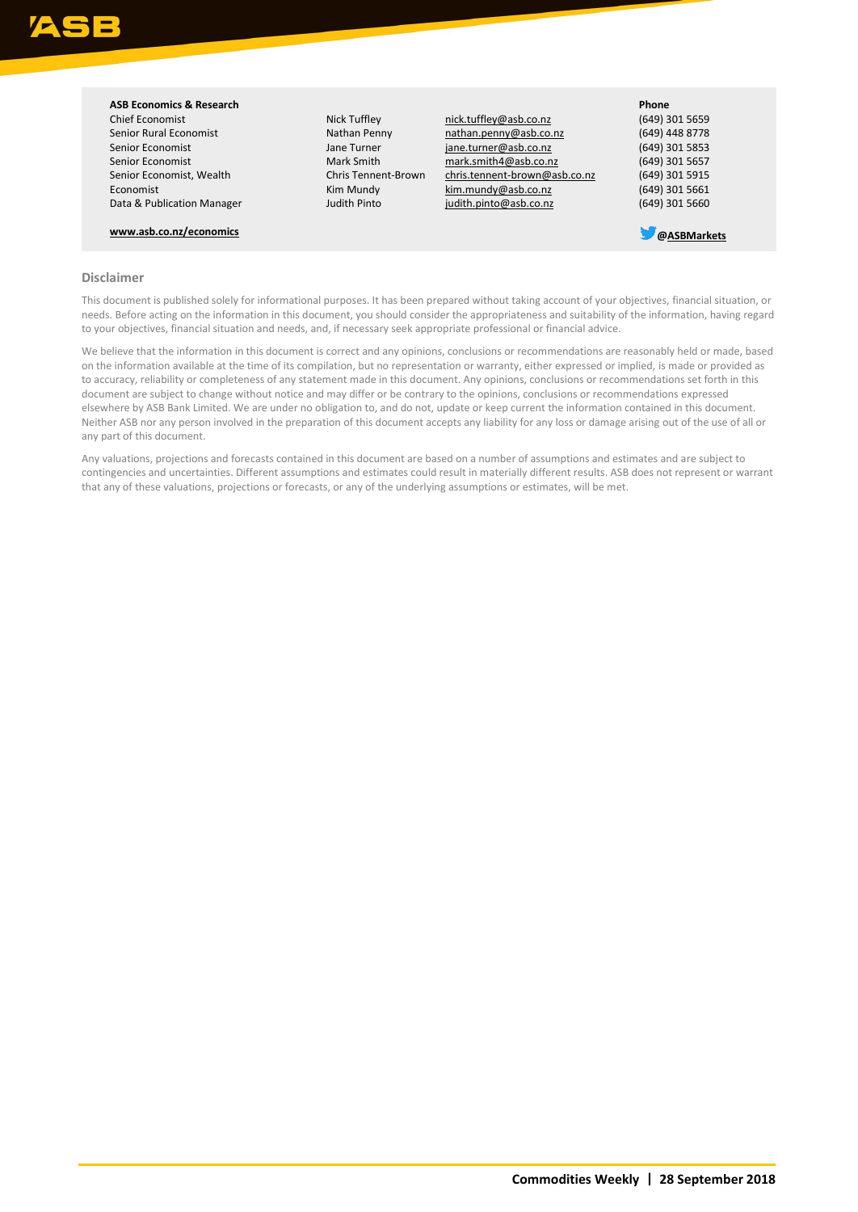| ASB Economics & Research | | | Phone |
| --- | --- | --- | --- |
| Chief Economist | Nick Tuffley | nick.tuffley@asb.co.nz | (649) 301 5659 |
| Senior Rural Economist | Nathan Penny | nathan.penny@asb.co.nz | (649) 448 8778 |
| Senior Economist | Jane Turner | jane.turner@asb.co.nz | (649) 301 5853 |
| Senior Economist | Mark Smith | mark.smith4@asb.co.nz | (649) 301 5657 |
| Senior Economist, Wealth | Chris Tennent-Brown | chris.tennent-brown@asb.co.nz | (649) 301 5915 |
| Economist | Kim Mundy | kim.mundy@asb.co.nz | (649) 301 5661 |
| Data & Publication Manager | Judith Pinto | judith.pinto@asb.co.nz | (649) 301 5660 |

**www.asb.co.nz/economics**

**@ASBMarkets**

## Disclaimer

This document is published solely for informational purposes. It has been prepared without taking account of your objectives, financial situation, or needs. Before acting on the information in this document, you should consider the appropriateness and suitability of the information, having regard to your objectives, financial situation and needs, and, if necessary seek appropriate professional or financial advice.

We believe that the information in this document is correct and any opinions, conclusions or recommendations are reasonably held or made, based on the information available at the time of its compilation, but no representation or warranty, either expressed or implied, is made or provided as to accuracy, reliability or completeness of any statement made in this document. Any opinions, conclusions or recommendations set forth in this document are subject to change without notice and may differ or be contrary to the opinions, conclusions or recommendations expressed elsewhere by ASB Bank Limited. We are under no obligation to, and do not, update or keep current the information contained in this document. Neither ASB nor any person involved in the preparation of this document accepts any liability for any loss or damage arising out of the use of all or any part of this document.

Any valuations, projections and forecasts contained in this document are based on a number of assumptions and estimates and are subject to contingencies and uncertainties. Different assumptions and estimates could result in materially different results. ASB does not represent or warrant that any of these valuations, projections or forecasts, or any of the underlying assumptions or estimates, will be met.